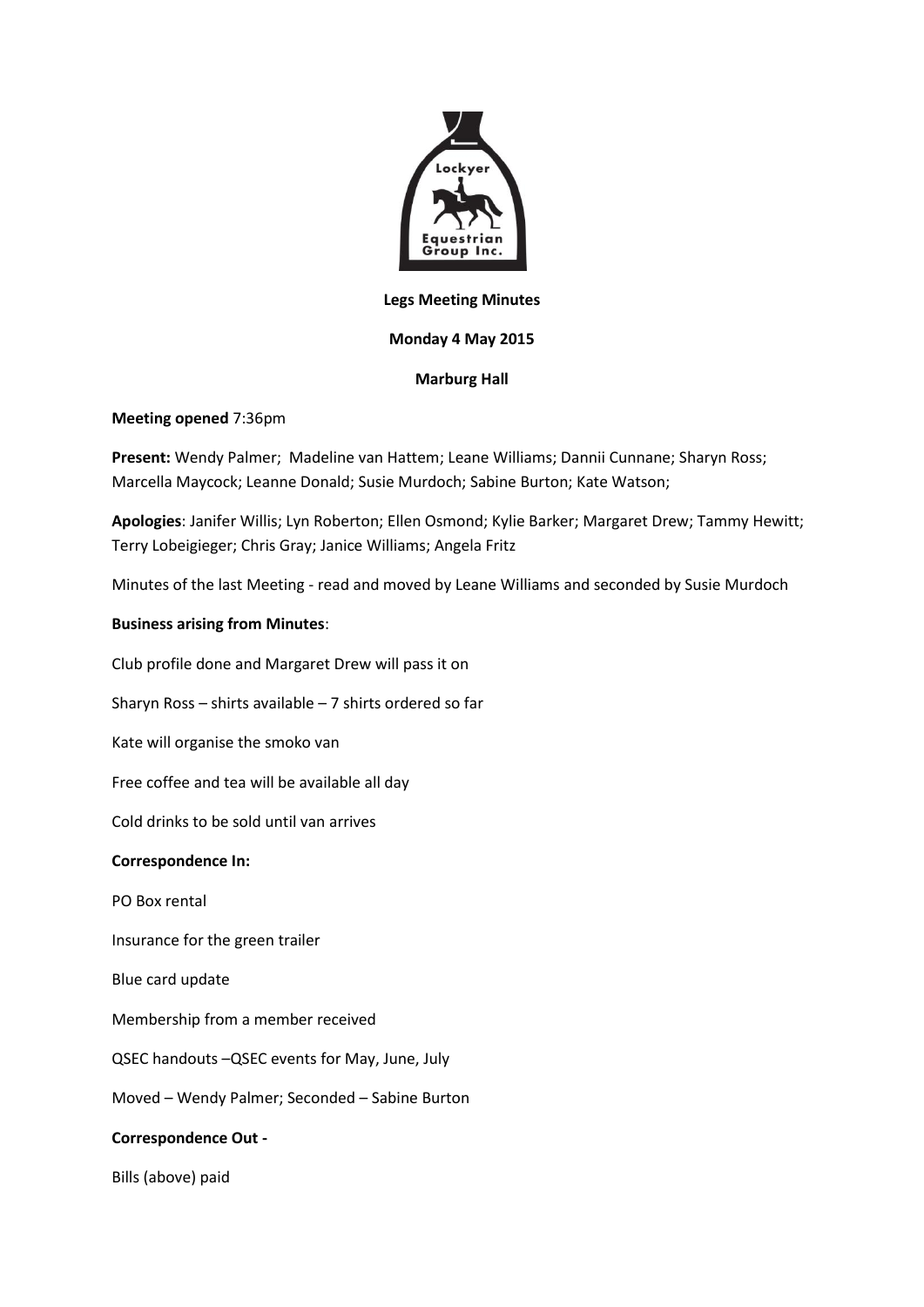**Legs Meeting Minutes**

**Monday 4 May 2015**

**Marburg Hall**

**Meeting opened** 7:36pm

**Present:** Wendy Palmer; Madeline van Hattem; Leane Williams; Dannii Cunnane; Sharyn Ross; Marcella Maycock; Leanne Donald; Susie Murdoch; Sabine Burton; Kate Watson;

**Apologies**: Janifer Willis; Lyn Roberton; Ellen Osmond; Kylie Barker; Margaret Drew; Tammy Hewitt; Terry Lobeigieger; Chris Gray; Janice Williams; Angela Fritz

Minutes of the last Meeting - read and moved by Leane Williams and seconded by Susie Murdoch

**Business arising from Minutes**:

Club profile done and Margaret Drew will pass it on

Sharyn Ross – shirts available – 7 shirts ordered so far

Kate will organise the smoko van

Free coffee and tea will be available all day

Cold drinks to be sold until van arrives

**Correspondence In:**

PO Box rental

Insurance for the green trailer

Blue card update

Membership from a member received

QSEC handouts –QSEC events for May, June, July

Moved – Wendy Palmer; Seconded – Sabine Burton

**Correspondence Out -**

Bills (above) paid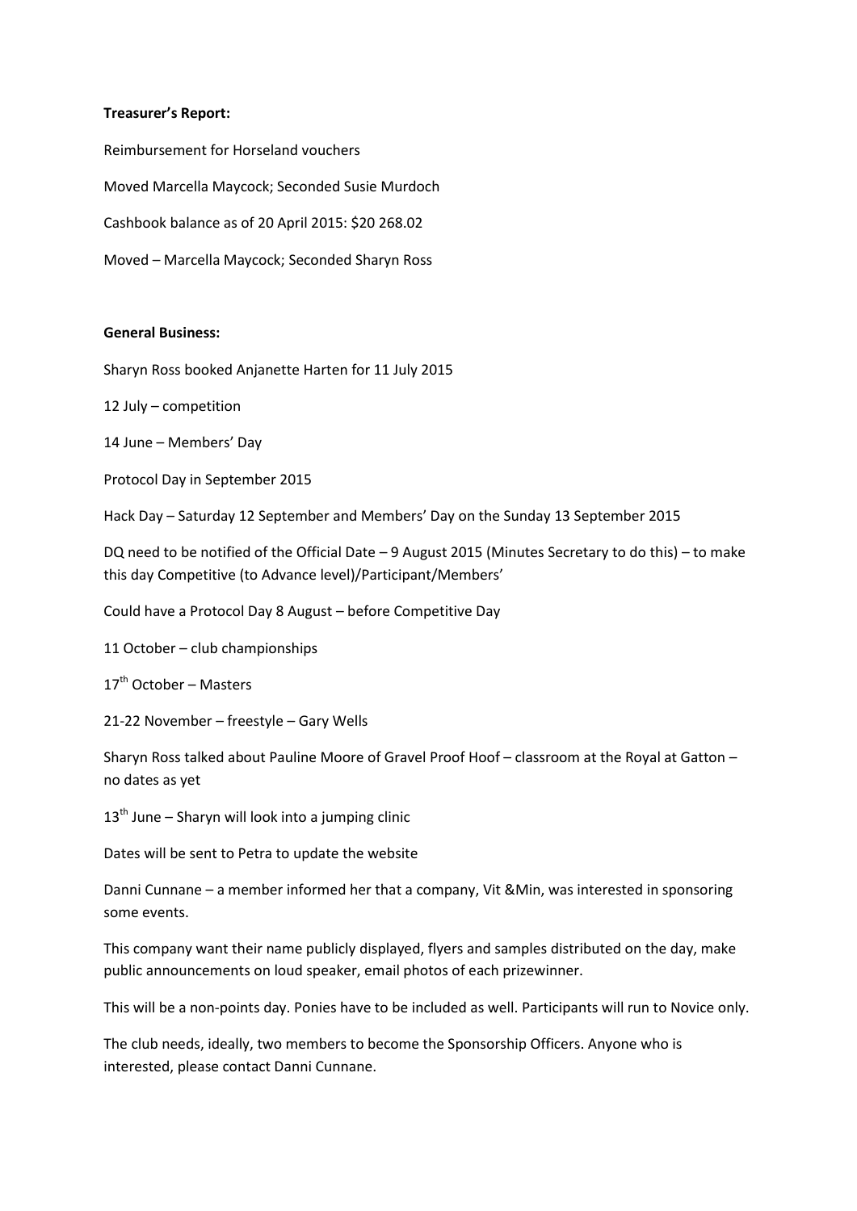**Treasurer's Report:**

Reimbursement for Horseland vouchers

Moved Marcella Maycock; Seconded Susie Murdoch

Cashbook balance as of 20 April 2015: $20 268.02

Moved – Marcella Maycock; Seconded Sharyn Ross

**General Business:**

Sharyn Ross booked Anjanette Harten for 11 July 2015

12 July – competition

14 June – Members' Day

Protocol Day in September 2015

Hack Day – Saturday 12 September and Members' Day on the Sunday 13 September 2015

DQ need to be notified of the Official Date – 9 August 2015 (Minutes Secretary to do this) – to make this day Competitive (to Advance level)/Participant/Members'

Could have a Protocol Day 8 August – before Competitive Day

11 October – club championships

17th October – Masters

21-22 November – freestyle – Gary Wells

Sharyn Ross talked about Pauline Moore of Gravel Proof Hoof – classroom at the Royal at Gatton – no dates as yet

13th June – Sharyn will look into a jumping clinic

Dates will be sent to Petra to update the website

Danni Cunnane – a member informed her that a company, Vit &Min, was interested in sponsoring some events.

This company want their name publicly displayed, flyers and samples distributed on the day, make public announcements on loud speaker, email photos of each prizewinner.

This will be a non-points day. Ponies have to be included as well. Participants will run to Novice only.

The club needs, ideally, two members to become the Sponsorship Officers. Anyone who is interested, please contact Danni Cunnane.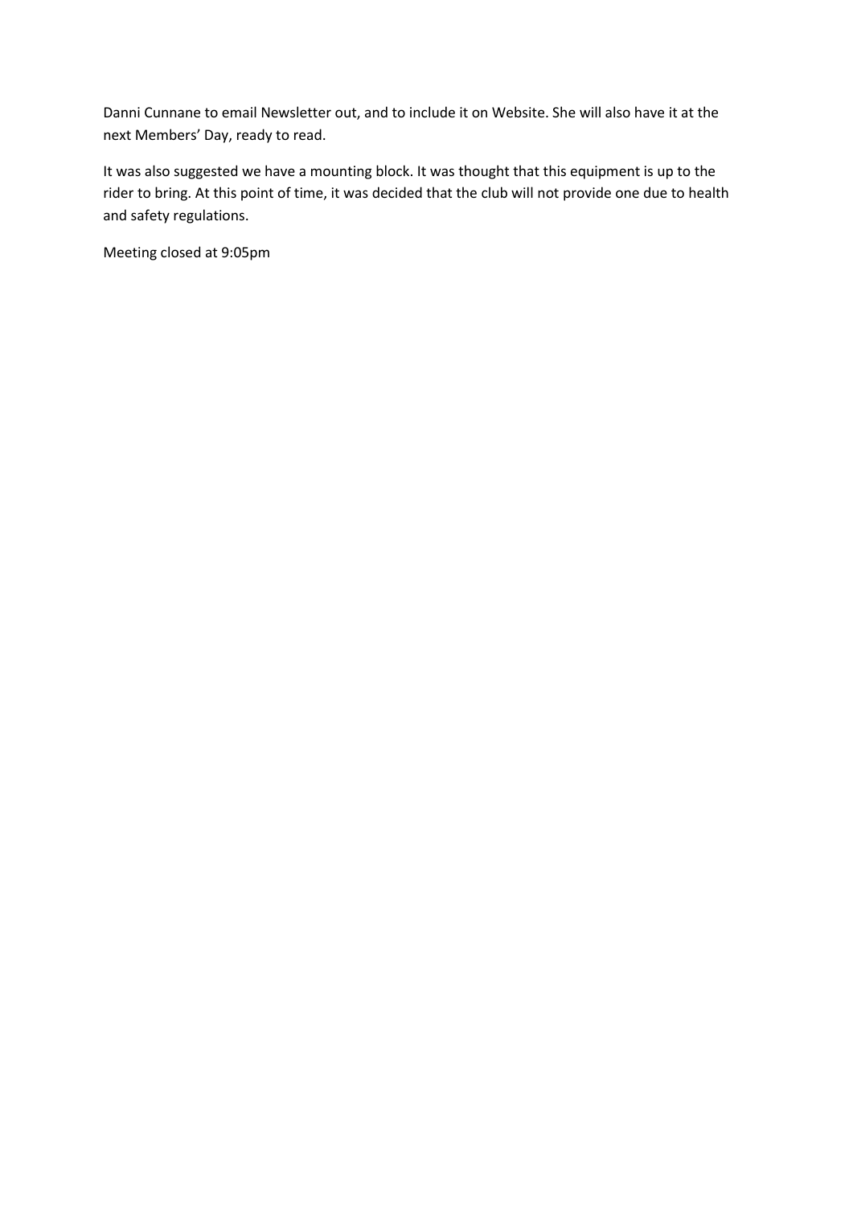Danni Cunnane to email Newsletter out, and to include it on Website. She will also have it at the next Members' Day, ready to read.

It was also suggested we have a mounting block. It was thought that this equipment is up to the rider to bring. At this point of time, it was decided that the club will not provide one due to health and safety regulations.

Meeting closed at 9:05pm